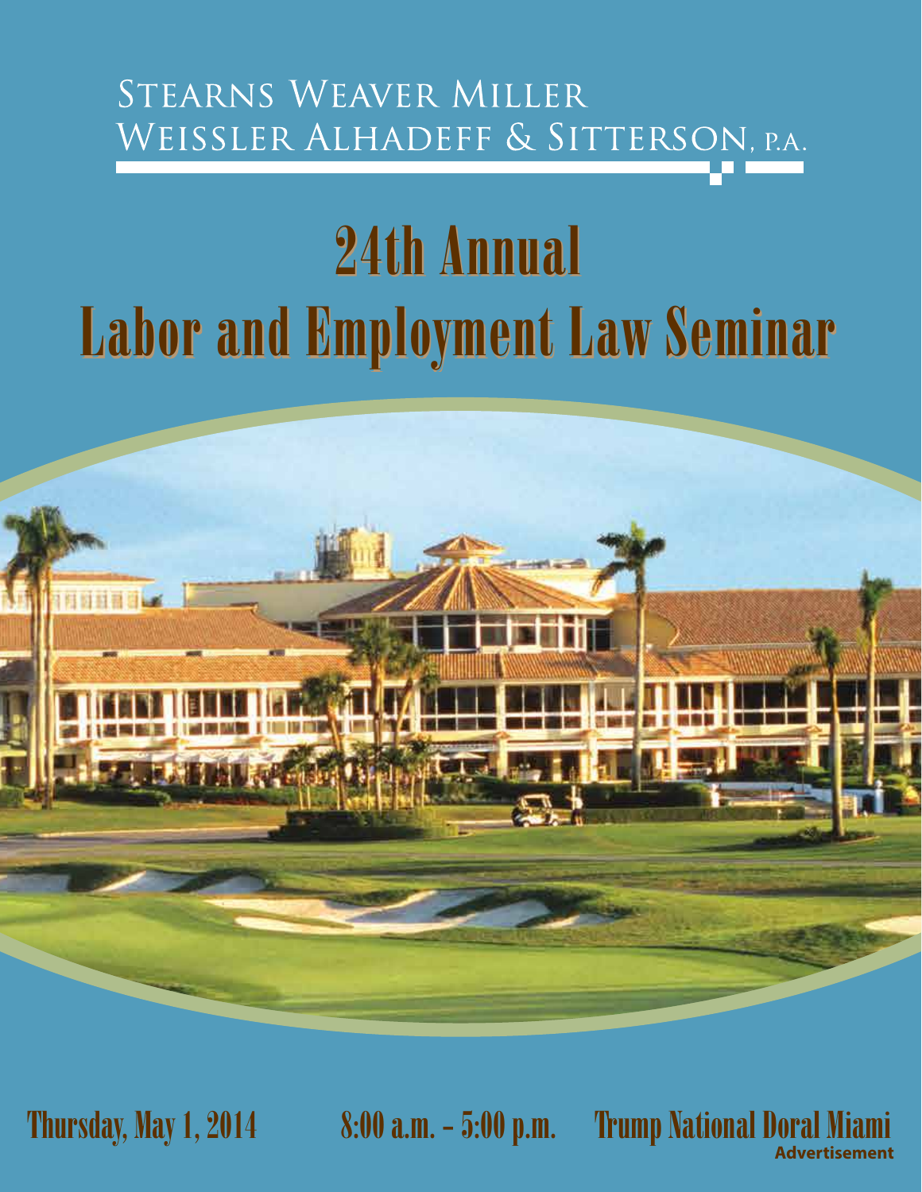STEARNS WEAVER MILLER
WEISSLER ALHADEFF & SITTERSON, P.A.

# 24th Annual
# Labor and Employment Law Seminar

**Thursday, May 1, 2014** **8:00 a.m. – 5:00 p.m.** **Trump National Doral Miami**

**Advertisement**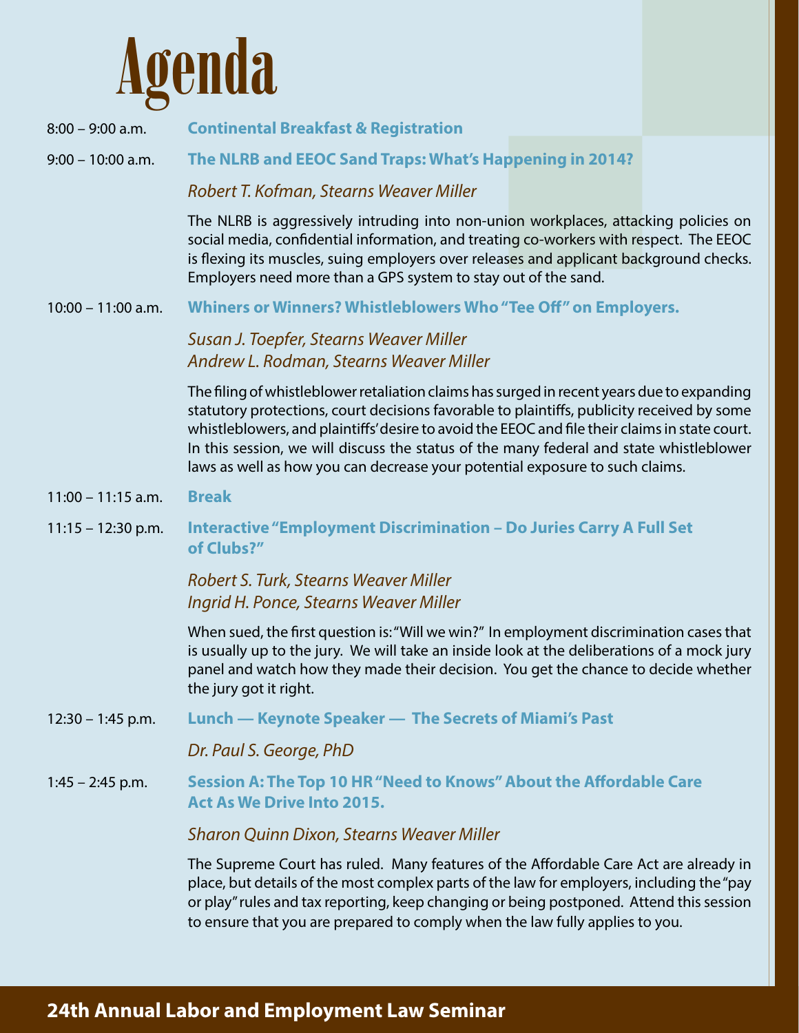# Agenda

8:00 – 9:00 a.m. **Continental Breakfast & Registration**

9:00 – 10:00 a.m. **The NLRB and EEOC Sand Traps: What's Happening in 2014?**

*Robert T. Kofman, Stearns Weaver Miller*

The NLRB is aggressively intruding into non-union workplaces, attacking policies on social media, confidential information, and treating co-workers with respect. The EEOC is flexing its muscles, suing employers over releases and applicant background checks. Employers need more than a GPS system to stay out of the sand.

10:00 – 11:00 a.m. **Whiners or Winners? Whistleblowers Who "Tee Off" on Employers.**

*Susan J. Toepfer, Stearns Weaver Miller*
*Andrew L. Rodman, Stearns Weaver Miller*

The filing of whistleblower retaliation claims has surged in recent years due to expanding statutory protections, court decisions favorable to plaintiffs, publicity received by some whistleblowers, and plaintiffs' desire to avoid the EEOC and file their claims in state court. In this session, we will discuss the status of the many federal and state whistleblower laws as well as how you can decrease your potential exposure to such claims.

11:00 – 11:15 a.m. **Break**

11:15 – 12:30 p.m. **Interactive "Employment Discrimination – Do Juries Carry A Full Set of Clubs?"**

*Robert S. Turk, Stearns Weaver Miller*
*Ingrid H. Ponce, Stearns Weaver Miller*

When sued, the first question is: "Will we win?" In employment discrimination cases that is usually up to the jury. We will take an inside look at the deliberations of a mock jury panel and watch how they made their decision. You get the chance to decide whether the jury got it right.

12:30 – 1:45 p.m. **Lunch — Keynote Speaker — The Secrets of Miami's Past**

*Dr. Paul S. George, PhD*

1:45 – 2:45 p.m. **Session A: The Top 10 HR "Need to Knows" About the Affordable Care Act As We Drive Into 2015.**

*Sharon Quinn Dixon, Stearns Weaver Miller*

The Supreme Court has ruled. Many features of the Affordable Care Act are already in place, but details of the most complex parts of the law for employers, including the "pay or play" rules and tax reporting, keep changing or being postponed. Attend this session to ensure that you are prepared to comply when the law fully applies to you.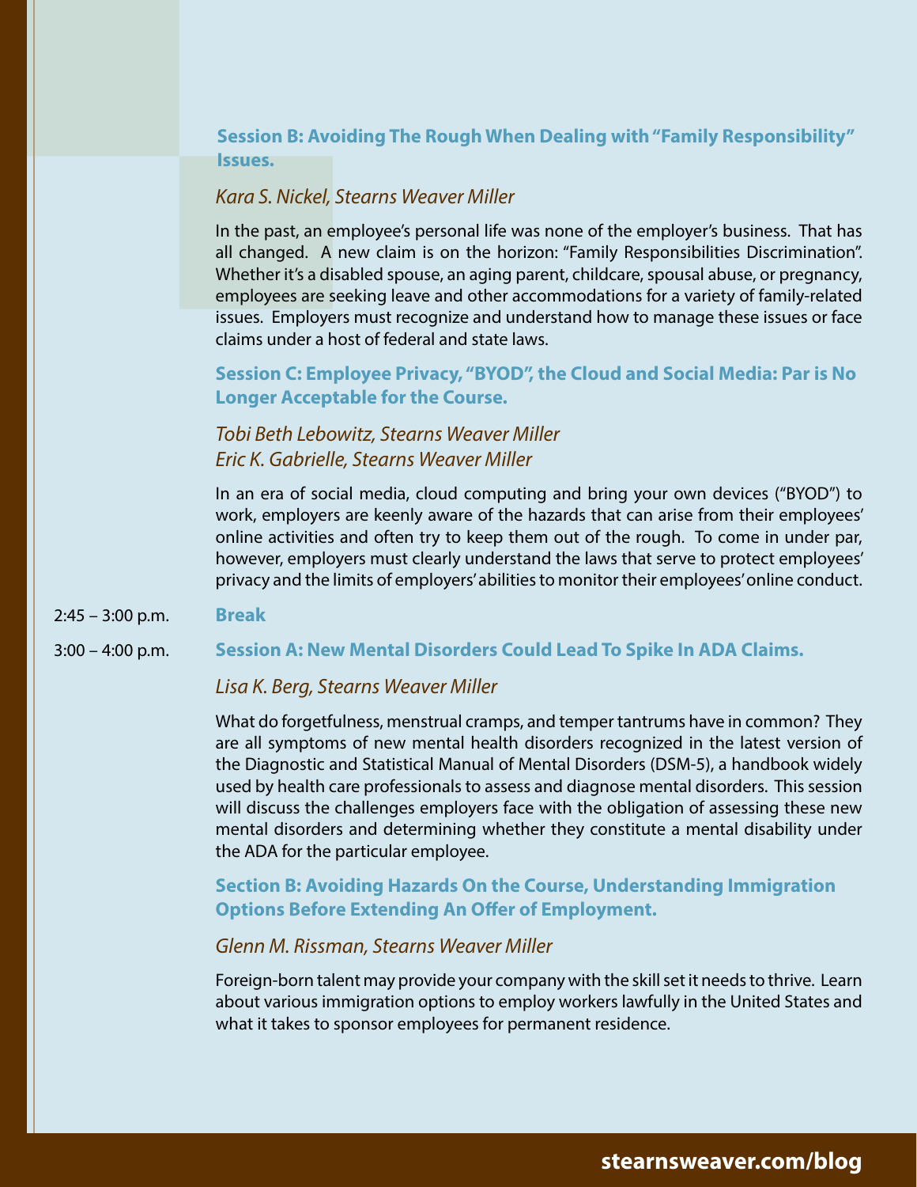### Session B: Avoiding The Rough When Dealing with "Family Responsibility" Issues.

*Kara S. Nickel, Stearns Weaver Miller*

In the past, an employee's personal life was none of the employer's business. That has all changed. A new claim is on the horizon: "Family Responsibilities Discrimination". Whether it's a disabled spouse, an aging parent, childcare, spousal abuse, or pregnancy, employees are seeking leave and other accommodations for a variety of family-related issues. Employers must recognize and understand how to manage these issues or face claims under a host of federal and state laws.

### Session C: Employee Privacy, "BYOD", the Cloud and Social Media: Par is No Longer Acceptable for the Course.

*Tobi Beth Lebowitz, Stearns Weaver Miller*
*Eric K. Gabrielle, Stearns Weaver Miller*

In an era of social media, cloud computing and bring your own devices ("BYOD") to work, employers are keenly aware of the hazards that can arise from their employees' online activities and often try to keep them out of the rough. To come in under par, however, employers must clearly understand the laws that serve to protect employees' privacy and the limits of employers' abilities to monitor their employees' online conduct.

2:45 – 3:00 p.m. **Break**

3:00 – 4:00 p.m. **Session A: New Mental Disorders Could Lead To Spike In ADA Claims.**

*Lisa K. Berg, Stearns Weaver Miller*

What do forgetfulness, menstrual cramps, and temper tantrums have in common? They are all symptoms of new mental health disorders recognized in the latest version of the Diagnostic and Statistical Manual of Mental Disorders (DSM-5), a handbook widely used by health care professionals to assess and diagnose mental disorders. This session will discuss the challenges employers face with the obligation of assessing these new mental disorders and determining whether they constitute a mental disability under the ADA for the particular employee.

### Section B: Avoiding Hazards On the Course, Understanding Immigration Options Before Extending An Offer of Employment.

*Glenn M. Rissman, Stearns Weaver Miller*

Foreign-born talent may provide your company with the skill set it needs to thrive. Learn about various immigration options to employ workers lawfully in the United States and what it takes to sponsor employees for permanent residence.

**stearnsweaver.com/blog**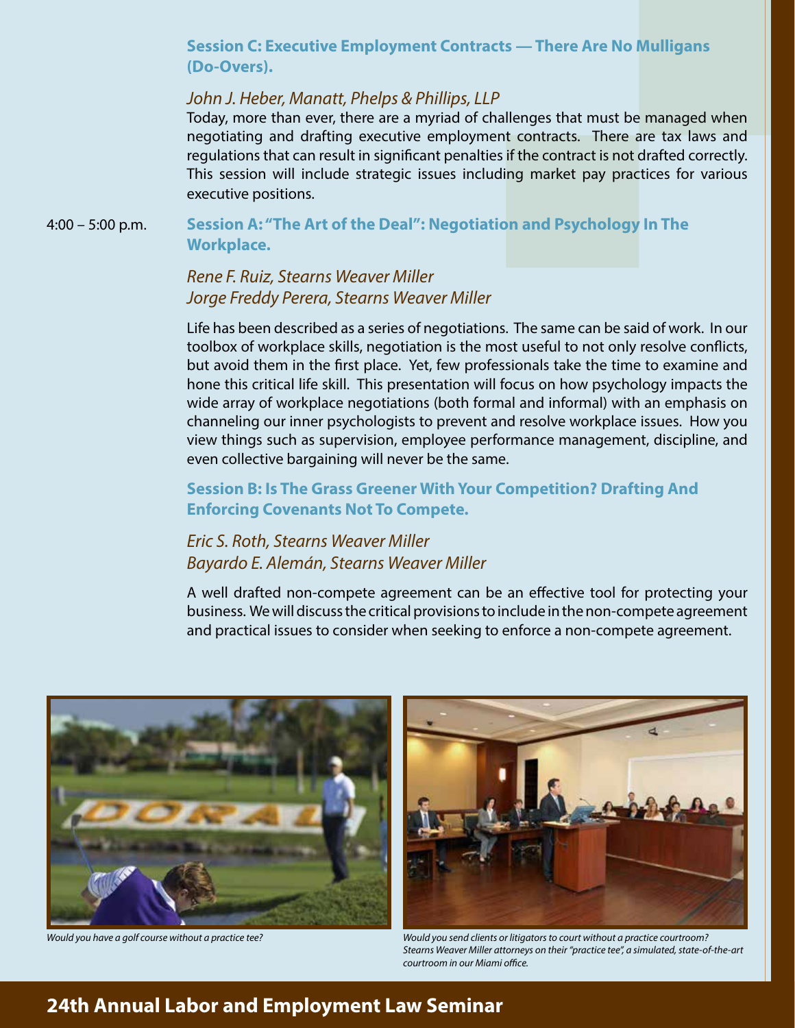**Session C: Executive Employment Contracts — There Are No Mulligans (Do-Overs).**

*John J. Heber, Manatt, Phelps & Phillips, LLP*

Today, more than ever, there are a myriad of challenges that must be managed when negotiating and drafting executive employment contracts. There are tax laws and regulations that can result in significant penalties if the contract is not drafted correctly. This session will include strategic issues including market pay practices for various executive positions.

4:00 – 5:00 p.m.

**Session A: "The Art of the Deal": Negotiation and Psychology In The Workplace.**

*Rene F. Ruiz, Stearns Weaver Miller*
*Jorge Freddy Perera, Stearns Weaver Miller*

Life has been described as a series of negotiations. The same can be said of work. In our toolbox of workplace skills, negotiation is the most useful to not only resolve conflicts, but avoid them in the first place. Yet, few professionals take the time to examine and hone this critical life skill. This presentation will focus on how psychology impacts the wide array of workplace negotiations (both formal and informal) with an emphasis on channeling our inner psychologists to prevent and resolve workplace issues. How you view things such as supervision, employee performance management, discipline, and even collective bargaining will never be the same.

**Session B: Is The Grass Greener With Your Competition? Drafting And Enforcing Covenants Not To Compete.**

*Eric S. Roth, Stearns Weaver Miller*
*Bayardo E. Alemán, Stearns Weaver Miller*

A well drafted non-compete agreement can be an effective tool for protecting your business. We will discuss the critical provisions to include in the non-compete agreement and practical issues to consider when seeking to enforce a non-compete agreement.

*Would you have a golf course without a practice tee?*

*Would you send clients or litigators to court without a practice courtroom? Stearns Weaver Miller attorneys on their "practice tee", a simulated, state-of-the-art courtroom in our Miami office.*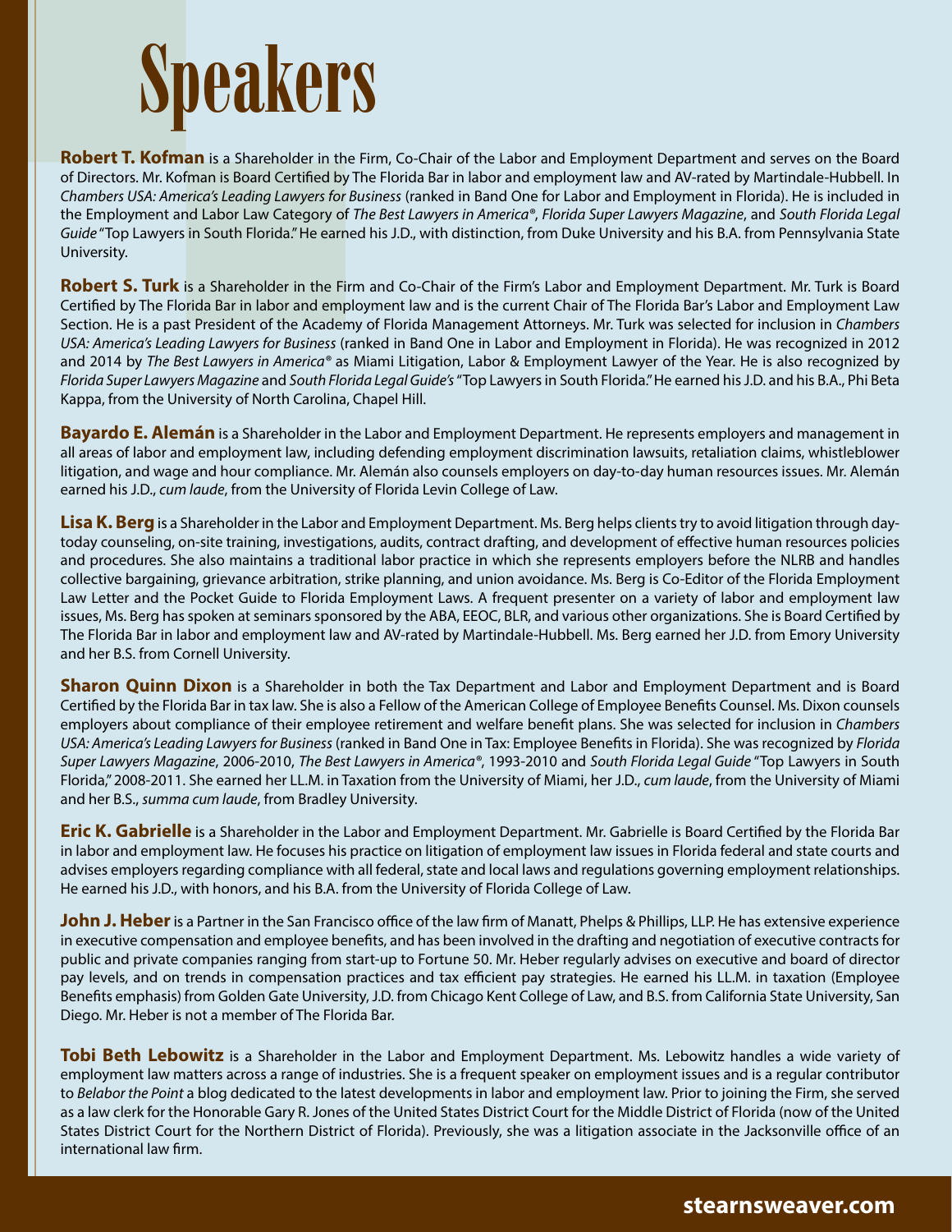# Speakers

**Robert T. Kofman** is a Shareholder in the Firm, Co-Chair of the Labor and Employment Department and serves on the Board of Directors. Mr. Kofman is Board Certified by The Florida Bar in labor and employment law and AV-rated by Martindale-Hubbell. In *Chambers USA: America's Leading Lawyers for Business* (ranked in Band One for Labor and Employment in Florida). He is included in the Employment and Labor Law Category of *The Best Lawyers in America®*, *Florida Super Lawyers Magazine*, and *South Florida Legal Guide* "Top Lawyers in South Florida." He earned his J.D., with distinction, from Duke University and his B.A. from Pennsylvania State University.

**Robert S. Turk** is a Shareholder in the Firm and Co-Chair of the Firm's Labor and Employment Department. Mr. Turk is Board Certified by The Florida Bar in labor and employment law and is the current Chair of The Florida Bar's Labor and Employment Law Section. He is a past President of the Academy of Florida Management Attorneys. Mr. Turk was selected for inclusion in *Chambers USA: America's Leading Lawyers for Business* (ranked in Band One in Labor and Employment in Florida). He was recognized in 2012 and 2014 by *The Best Lawyers in America®* as Miami Litigation, Labor & Employment Lawyer of the Year. He is also recognized by *Florida Super Lawyers Magazine* and *South Florida Legal Guide's* "Top Lawyers in South Florida." He earned his J.D. and his B.A., Phi Beta Kappa, from the University of North Carolina, Chapel Hill.

**Bayardo E. Alemán** is a Shareholder in the Labor and Employment Department. He represents employers and management in all areas of labor and employment law, including defending employment discrimination lawsuits, retaliation claims, whistleblower litigation, and wage and hour compliance. Mr. Alemán also counsels employers on day-to-day human resources issues. Mr. Alemán earned his J.D., *cum laude*, from the University of Florida Levin College of Law.

**Lisa K. Berg** is a Shareholder in the Labor and Employment Department. Ms. Berg helps clients try to avoid litigation through day-today counseling, on-site training, investigations, audits, contract drafting, and development of effective human resources policies and procedures. She also maintains a traditional labor practice in which she represents employers before the NLRB and handles collective bargaining, grievance arbitration, strike planning, and union avoidance. Ms. Berg is Co-Editor of the Florida Employment Law Letter and the Pocket Guide to Florida Employment Laws. A frequent presenter on a variety of labor and employment law issues, Ms. Berg has spoken at seminars sponsored by the ABA, EEOC, BLR, and various other organizations. She is Board Certified by The Florida Bar in labor and employment law and AV-rated by Martindale-Hubbell. Ms. Berg earned her J.D. from Emory University and her B.S. from Cornell University.

**Sharon Quinn Dixon** is a Shareholder in both the Tax Department and Labor and Employment Department and is Board Certified by the Florida Bar in tax law. She is also a Fellow of the American College of Employee Benefits Counsel. Ms. Dixon counsels employers about compliance of their employee retirement and welfare benefit plans. She was selected for inclusion in *Chambers USA: America's Leading Lawyers for Business* (ranked in Band One in Tax: Employee Benefits in Florida). She was recognized by *Florida Super Lawyers Magazine*, 2006-2010, *The Best Lawyers in America®*, 1993-2010 and *South Florida Legal Guide* "Top Lawyers in South Florida," 2008-2011. She earned her LL.M. in Taxation from the University of Miami, her J.D., *cum laude*, from the University of Miami and her B.S., *summa cum laude*, from Bradley University.

**Eric K. Gabrielle** is a Shareholder in the Labor and Employment Department. Mr. Gabrielle is Board Certified by the Florida Bar in labor and employment law. He focuses his practice on litigation of employment law issues in Florida federal and state courts and advises employers regarding compliance with all federal, state and local laws and regulations governing employment relationships. He earned his J.D., with honors, and his B.A. from the University of Florida College of Law.

**John J. Heber** is a Partner in the San Francisco office of the law firm of Manatt, Phelps & Phillips, LLP. He has extensive experience in executive compensation and employee benefits, and has been involved in the drafting and negotiation of executive contracts for public and private companies ranging from start-up to Fortune 50. Mr. Heber regularly advises on executive and board of director pay levels, and on trends in compensation practices and tax efficient pay strategies. He earned his LL.M. in taxation (Employee Benefits emphasis) from Golden Gate University, J.D. from Chicago Kent College of Law, and B.S. from California State University, San Diego. Mr. Heber is not a member of The Florida Bar.

**Tobi Beth Lebowitz** is a Shareholder in the Labor and Employment Department. Ms. Lebowitz handles a wide variety of employment law matters across a range of industries. She is a frequent speaker on employment issues and is a regular contributor to *Belabor the Point* a blog dedicated to the latest developments in labor and employment law. Prior to joining the Firm, she served as a law clerk for the Honorable Gary R. Jones of the United States District Court for the Middle District of Florida (now of the United States District Court for the Northern District of Florida). Previously, she was a litigation associate in the Jacksonville office of an international law firm.

**stearnsweaver.com**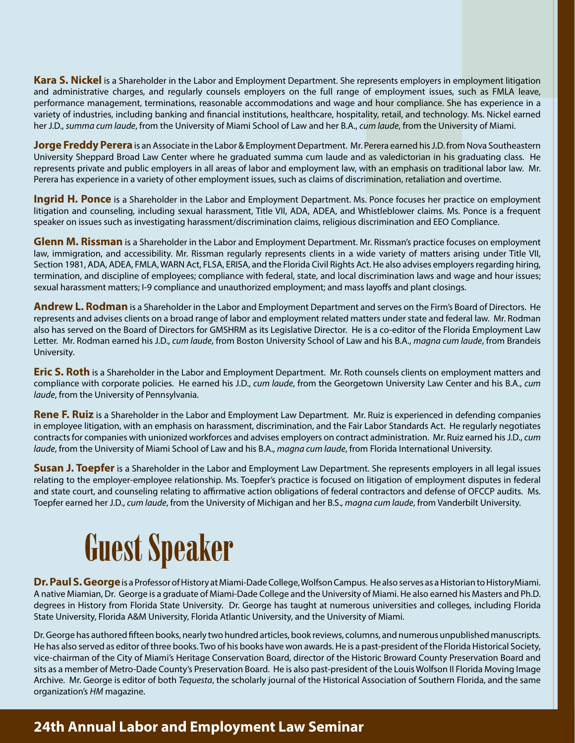**Kara S. Nickel** is a Shareholder in the Labor and Employment Department. She represents employers in employment litigation and administrative charges, and regularly counsels employers on the full range of employment issues, such as FMLA leave, performance management, terminations, reasonable accommodations and wage and hour compliance. She has experience in a variety of industries, including banking and financial institutions, healthcare, hospitality, retail, and technology. Ms. Nickel earned her J.D., *summa cum laude*, from the University of Miami School of Law and her B.A., *cum laude*, from the University of Miami.

**Jorge Freddy Perera** is an Associate in the Labor & Employment Department. Mr. Perera earned his J.D. from Nova Southeastern University Sheppard Broad Law Center where he graduated summa cum laude and as valedictorian in his graduating class. He represents private and public employers in all areas of labor and employment law, with an emphasis on traditional labor law. Mr. Perera has experience in a variety of other employment issues, such as claims of discrimination, retaliation and overtime.

**Ingrid H. Ponce** is a Shareholder in the Labor and Employment Department. Ms. Ponce focuses her practice on employment litigation and counseling, including sexual harassment, Title VII, ADA, ADEA, and Whistleblower claims. Ms. Ponce is a frequent speaker on issues such as investigating harassment/discrimination claims, religious discrimination and EEO Compliance.

**Glenn M. Rissman** is a Shareholder in the Labor and Employment Department. Mr. Rissman's practice focuses on employment law, immigration, and accessibility. Mr. Rissman regularly represents clients in a wide variety of matters arising under Title VII, Section 1981, ADA, ADEA, FMLA, WARN Act, FLSA, ERISA, and the Florida Civil Rights Act. He also advises employers regarding hiring, termination, and discipline of employees; compliance with federal, state, and local discrimination laws and wage and hour issues; sexual harassment matters; I-9 compliance and unauthorized employment; and mass layoffs and plant closings.

**Andrew L. Rodman** is a Shareholder in the Labor and Employment Department and serves on the Firm's Board of Directors. He represents and advises clients on a broad range of labor and employment related matters under state and federal law. Mr. Rodman also has served on the Board of Directors for GMSHRM as its Legislative Director. He is a co-editor of the Florida Employment Law Letter. Mr. Rodman earned his J.D., *cum laude*, from Boston University School of Law and his B.A., *magna cum laude*, from Brandeis University.

**Eric S. Roth** is a Shareholder in the Labor and Employment Department. Mr. Roth counsels clients on employment matters and compliance with corporate policies. He earned his J.D., *cum laude*, from the Georgetown University Law Center and his B.A., *cum laude*, from the University of Pennsylvania.

**Rene F. Ruiz** is a Shareholder in the Labor and Employment Law Department. Mr. Ruiz is experienced in defending companies in employee litigation, with an emphasis on harassment, discrimination, and the Fair Labor Standards Act. He regularly negotiates contracts for companies with unionized workforces and advises employers on contract administration. Mr. Ruiz earned his J.D., *cum laude*, from the University of Miami School of Law and his B.A., *magna cum laude*, from Florida International University.

**Susan J. Toepfer** is a Shareholder in the Labor and Employment Law Department. She represents employers in all legal issues relating to the employer-employee relationship. Ms. Toepfer's practice is focused on litigation of employment disputes in federal and state court, and counseling relating to affirmative action obligations of federal contractors and defense of OFCCP audits. Ms. Toepfer earned her J.D., *cum laude*, from the University of Michigan and her B.S., *magna cum laude*, from Vanderbilt University.

# Guest Speaker

**Dr. Paul S. George** is a Professor of History at Miami-Dade College, Wolfson Campus. He also serves as a Historian to HistoryMiami. A native Miamian, Dr. George is a graduate of Miami-Dade College and the University of Miami. He also earned his Masters and Ph.D. degrees in History from Florida State University. Dr. George has taught at numerous universities and colleges, including Florida State University, Florida A&M University, Florida Atlantic University, and the University of Miami.

Dr. George has authored fifteen books, nearly two hundred articles, book reviews, columns, and numerous unpublished manuscripts. He has also served as editor of three books. Two of his books have won awards. He is a past-president of the Florida Historical Society, vice-chairman of the City of Miami's Heritage Conservation Board, director of the Historic Broward County Preservation Board and sits as a member of Metro-Dade County's Preservation Board. He is also past-president of the Louis Wolfson II Florida Moving Image Archive. Mr. George is editor of both *Tequesta*, the scholarly journal of the Historical Association of Southern Florida, and the same organization's *HM* magazine.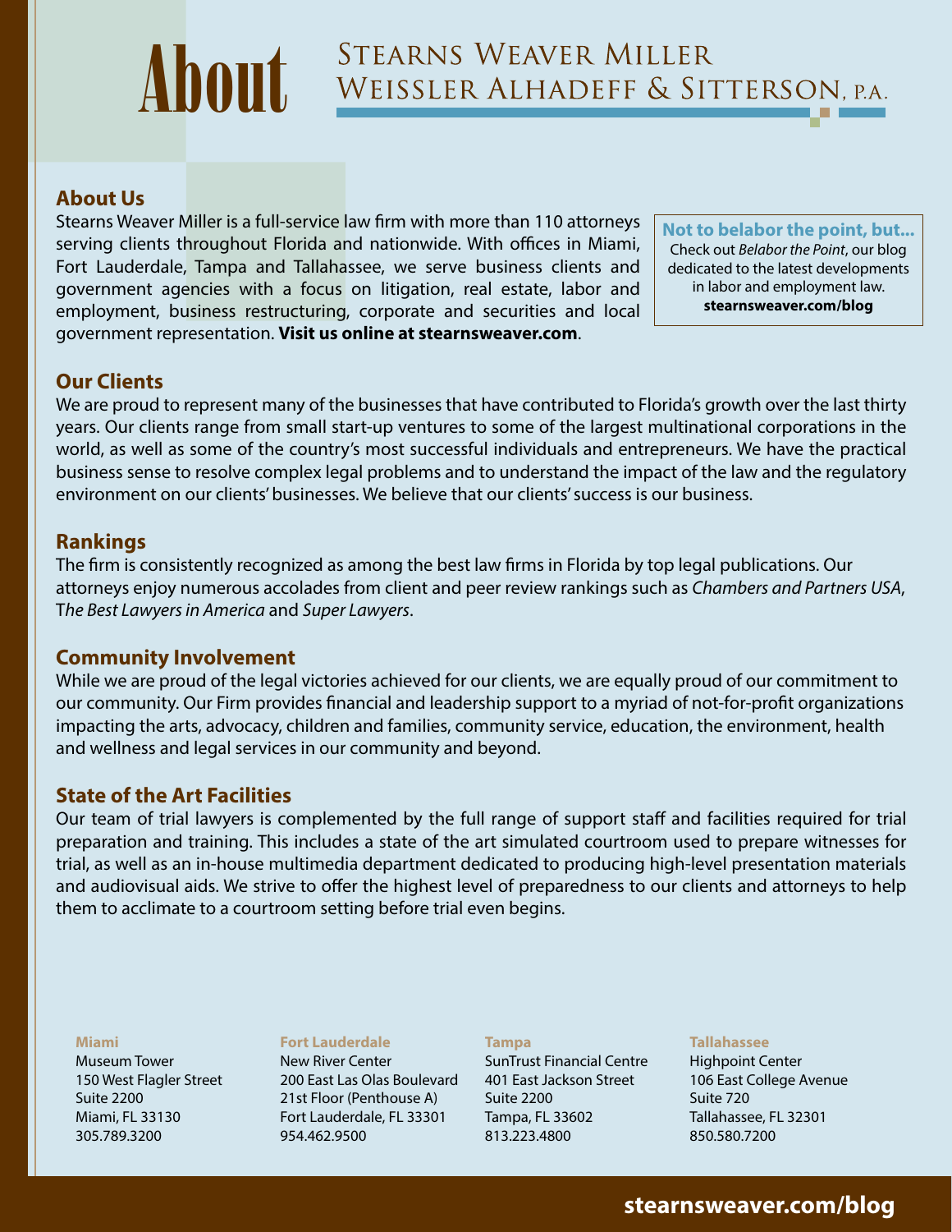# About Stearns Weaver Miller Weissler Alhadeff & Sitterson, P.A.

## About Us

Stearns Weaver Miller is a full-service law firm with more than 110 attorneys serving clients throughout Florida and nationwide. With offices in Miami, Fort Lauderdale, Tampa and Tallahassee, we serve business clients and government agencies with a focus on litigation, real estate, labor and employment, business restructuring, corporate and securities and local government representation. **Visit us online at stearnsweaver.com**.

**Not to belabor the point, but...**
Check out *Belabor the Point*, our blog dedicated to the latest developments in labor and employment law.
**stearnsweaver.com/blog**

## Our Clients

We are proud to represent many of the businesses that have contributed to Florida's growth over the last thirty years. Our clients range from small start-up ventures to some of the largest multinational corporations in the world, as well as some of the country's most successful individuals and entrepreneurs. We have the practical business sense to resolve complex legal problems and to understand the impact of the law and the regulatory environment on our clients' businesses. We believe that our clients' success is our business.

## Rankings

The firm is consistently recognized as among the best law firms in Florida by top legal publications. Our attorneys enjoy numerous accolades from client and peer review rankings such as *Chambers and Partners USA*, T*he Best Lawyers in America* and *Super Lawyers*.

## Community Involvement

While we are proud of the legal victories achieved for our clients, we are equally proud of our commitment to our community. Our Firm provides financial and leadership support to a myriad of not-for-profit organizations impacting the arts, advocacy, children and families, community service, education, the environment, health and wellness and legal services in our community and beyond.

## State of the Art Facilities

Our team of trial lawyers is complemented by the full range of support staff and facilities required for trial preparation and training. This includes a state of the art simulated courtroom used to prepare witnesses for trial, as well as an in-house multimedia department dedicated to producing high-level presentation materials and audiovisual aids. We strive to offer the highest level of preparedness to our clients and attorneys to help them to acclimate to a courtroom setting before trial even begins.

**Miami**
Museum Tower
150 West Flagler Street
Suite 2200
Miami, FL 33130
305.789.3200

**Fort Lauderdale**
New River Center
200 East Las Olas Boulevard
21st Floor (Penthouse A)
Fort Lauderdale, FL 33301
954.462.9500

**Tampa**
SunTrust Financial Centre
401 East Jackson Street
Suite 2200
Tampa, FL 33602
813.223.4800

**Tallahassee**
Highpoint Center
106 East College Avenue
Suite 720
Tallahassee, FL 32301
850.580.7200

**stearnsweaver.com/blog**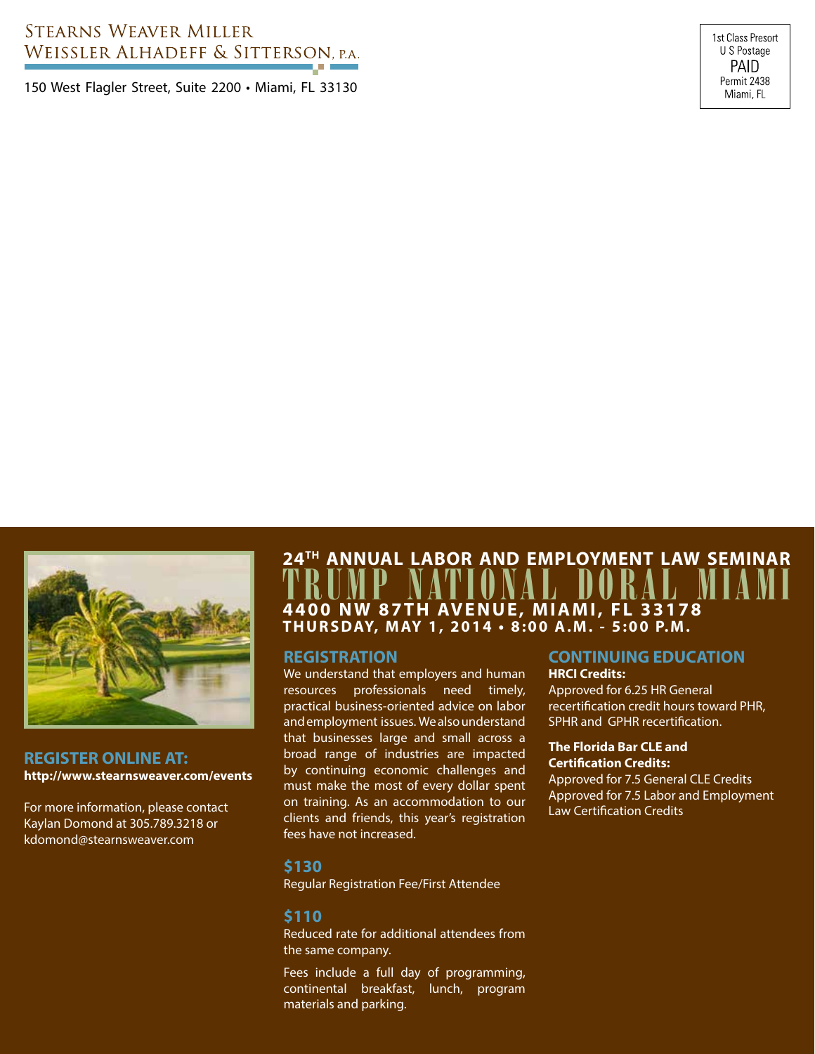Stearns Weaver Miller Weissler Alhadeff & Sitterson, P.A.

150 West Flagler Street, Suite 2200 • Miami, FL 33130

1st Class Presort
U S Postage
PAID
Permit 2438
Miami, FL

**REGISTER ONLINE AT:**
**http://www.stearnsweaver.com/events**

For more information, please contact Kaylan Domond at 305.789.3218 or kdomond@stearnsweaver.com

# 24TH ANNUAL LABOR AND EMPLOYMENT LAW SEMINAR

# TRUMP NATIONAL DORAL MIAMI

**4400 NW 87TH AVENUE, MIAMI, FL 33178**
**THURSDAY, MAY 1, 2014 • 8:00 A.M. - 5:00 P.M.**

## REGISTRATION

We understand that employers and human resources professionals need timely, practical business-oriented advice on labor and employment issues. We also understand that businesses large and small across a broad range of industries are impacted by continuing economic challenges and must make the most of every dollar spent on training. As an accommodation to our clients and friends, this year's registration fees have not increased.

### $130

Regular Registration Fee/First Attendee

### $110

Reduced rate for additional attendees from the same company.

Fees include a full day of programming, continental breakfast, lunch, program materials and parking.

## CONTINUING EDUCATION

**HRCI Credits:**
Approved for 6.25 HR General recertification credit hours toward PHR, SPHR and GPHR recertification.

**The Florida Bar CLE and Certification Credits:**
Approved for 7.5 General CLE Credits
Approved for 7.5 Labor and Employment Law Certification Credits